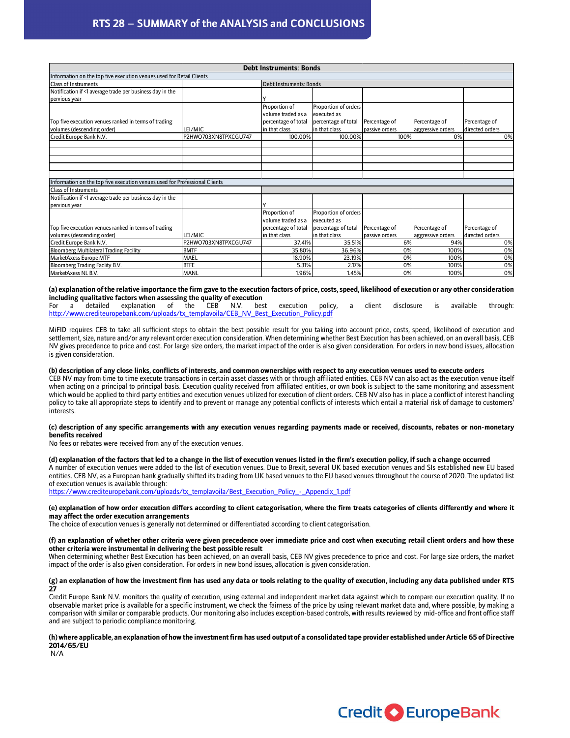# RTS 28 – SUMMARY of the ANALYSIS and CONCLUSIONS

| Debt Instruments: Bonds | | | | | | |
|---|---|---|---|---|---|---|
| Information on the top five execution venues used for Retail Clients | | | | | | |
| Class of Instruments | | Debt Instruments: Bonds | | | | |
| Notification if <1 average trade per business day in the pervious year | | Y | | | | |
| Top five execution venues ranked in terms of trading volumes (descending order) | LEI/MIC | Proportion of volume traded as a percentage of total in that class | Proportion of orders executed as percentage of total in that class | Percentage of passive orders | Percentage of aggressive orders | Percentage of directed orders |
| Credit Europe Bank N.V. | P2HWO703XN8TPXCGU747 | 100.00% | 100.00% | 100% | 0% | 0% |
| | | | | | | |
| | | | | | | |
| | | | | | | |
| | | | | | | |

| Information on the top five execution venues used for Professional Clients | | | | | | |
|---|---|---|---|---|---|---|
| Class of Instruments | | | | | | |
| Notification if <1 average trade per business day in the pervious year | | Y | | | | |
| Top five execution venues ranked in terms of trading volumes (descending order) | LEI/MIC | Proportion of volume traded as a percentage of total in that class | Proportion of orders executed as percentage of total in that class | Percentage of passive orders | Percentage of aggressive orders | Percentage of directed orders |
| Credit Europe Bank N.V. | P2HWO703XN8TPXCGU747 | 37.41% | 35.51% | 6% | 94% | 0% |
| Bloomberg Multilateral Trading Facility | BMTF | 35.80% | 36.96% | 0% | 100% | 0% |
| MarketAxess Europe MTF | MAEL | 18.90% | 23.19% | 0% | 100% | 0% |
| Bloomberg Trading Faclity B.V. | BTFE | 5.31% | 2.17% | 0% | 100% | 0% |
| MarketAxess NL B.V. | MANL | 1.96% | 1.45% | 0% | 100% | 0% |

**(a) explanation of the relative importance the firm gave to the execution factors of price, costs, speed, likelihood of execution or any other consideration including qualitative factors when assessing the quality of execution**

For a detailed explanation of the CEB N.V. best execution policy, a client disclosure is available through: http://www.crediteuropebank.com/uploads/tx_templavoila/CEB_NV_Best_Execution_Policy.pdf

MiFID requires CEB to take all sufficient steps to obtain the best possible result for you taking into account price, costs, speed, likelihood of execution and settlement, size, nature and/or any relevant order execution consideration. When determining whether Best Execution has been achieved, on an overall basis, CEB NV gives precedence to price and cost. For large size orders, the market impact of the order is also given consideration. For orders in new bond issues, allocation is given consideration.

**(b) description of any close links, conflicts of interests, and common ownerships with respect to any execution venues used to execute orders**

CEB NV may from time to time execute transactions in certain asset classes with or through affiliated entities. CEB NV can also act as the execution venue itself when acting on a principal to principal basis. Execution quality received from affiliated entities, or own book is subject to the same monitoring and assessment which would be applied to third party entities and execution venues utilized for execution of client orders. CEB NV also has in place a conflict of interest handling policy to take all appropriate steps to identify and to prevent or manage any potential conflicts of interests which entail a material risk of damage to customers' interests.

**(c) description of any specific arrangements with any execution venues regarding payments made or received, discounts, rebates or non-monetary benefits received**

No fees or rebates were received from any of the execution venues.

**(d) explanation of the factors that led to a change in the list of execution venues listed in the firm's execution policy, if such a change occurred**

A number of execution venues were added to the list of execution venues. Due to Brexit, several UK based execution venues and SIs established new EU based entities. CEB NV, as a European bank gradually shifted its trading from UK based venues to the EU based venues throughout the course of 2020. The updated list of execution venues is available through:
https://www.crediteuropebank.com/uploads/tx_templavoila/Best_Execution_Policy_-_Appendix_1.pdf

**(e) explanation of how order execution differs according to client categorisation, where the firm treats categories of clients differently and where it may affect the order execution arrangements**

The choice of execution venues is generally not determined or differentiated according to client categorisation.

**(f) an explanation of whether other criteria were given precedence over immediate price and cost when executing retail client orders and how these other criteria were instrumental in delivering the best possible result**

When determining whether Best Execution has been achieved, on an overall basis, CEB NV gives precedence to price and cost. For large size orders, the market impact of the order is also given consideration. For orders in new bond issues, allocation is given consideration.

**(g) an explanation of how the investment firm has used any data or tools relating to the quality of execution, including any data published under RTS 27**

Credit Europe Bank N.V. monitors the quality of execution, using external and independent market data against which to compare our execution quality. If no observable market price is available for a specific instrument, we check the fairness of the price by using relevant market data and, where possible, by making a comparison with similar or comparable products. Our monitoring also includes exception-based controls, with results reviewed by mid-office and front office staff and are subject to periodic compliance monitoring.

**(h) where applicable, an explanation of how the investment firm has used output of a consolidated tape provider established under Article 65 of Directive 2014/65/EU**

N/A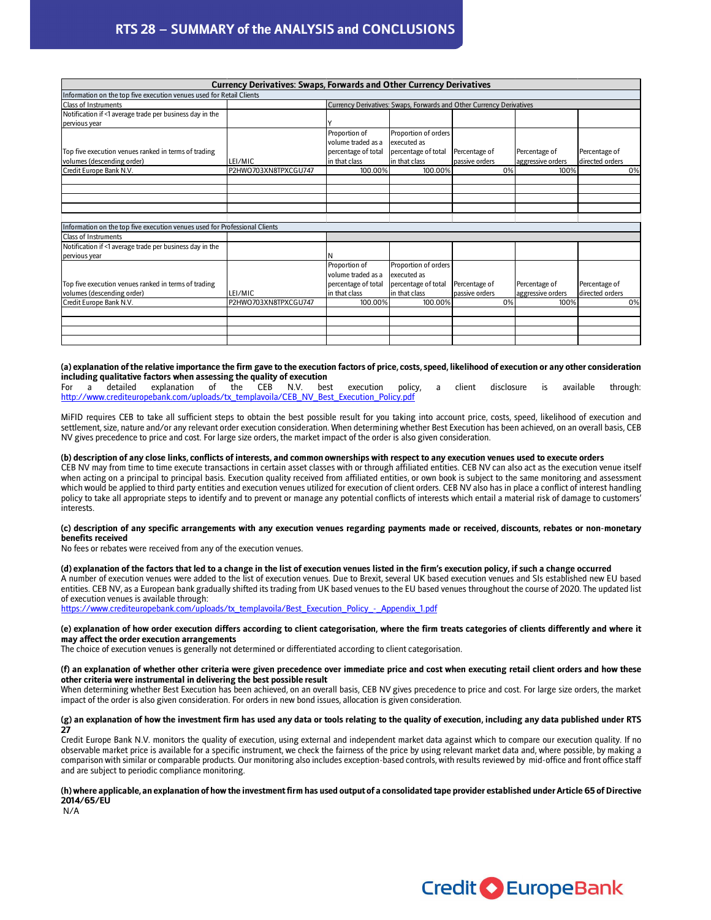# RTS 28 – SUMMARY of the ANALYSIS and CONCLUSIONS

| Currency Derivatives: Swaps, Forwards and Other Currency Derivatives | | | | | | |
|---|---|---|---|---|---|---|
| Information on the top five execution venues used for Retail Clients | | | | | | |
| Class of Instruments | | Currency Derivatives: Swaps, Forwards and Other Currency Derivatives | | | | |
| Notification if <1 average trade per business day in the pervious year | | Y | | | | |
| Top five execution venues ranked in terms of trading volumes (descending order) | LEI/MIC | Proportion of volume traded as a percentage of total in that class | Proportion of orders executed as percentage of total in that class | Percentage of passive orders | Percentage of aggressive orders | Percentage of directed orders |
| Credit Europe Bank N.V. | P2HWO703XN8TPXCGU747 | 100.00% | 100.00% | 0% | 100% | 0% |
| | | | | | | |
| | | | | | | |
| | | | | | | |
| | | | | | | |

| | | | | | | |
|---|---|---|---|---|---|---|
| Information on the top five execution venues used for Professional Clients | | | | | | |
| Class of Instruments | | | | | | |
| Notification if <1 average trade per business day in the pervious year | | N | | | | |
| Top five execution venues ranked in terms of trading volumes (descending order) | LEI/MIC | Proportion of volume traded as a percentage of total in that class | Proportion of orders executed as percentage of total in that class | Percentage of passive orders | Percentage of aggressive orders | Percentage of directed orders |
| Credit Europe Bank N.V. | P2HWO703XN8TPXCGU747 | 100.00% | 100.00% | 0% | 100% | 0% |
| | | | | | | |
| | | | | | | |
| | | | | | | |
| | | | | | | |

**(a) explanation of the relative importance the firm gave to the execution factors of price, costs, speed, likelihood of execution or any other consideration including qualitative factors when assessing the quality of execution**

For a detailed explanation of the CEB N.V. best execution policy, a client disclosure is available through: http://www.crediteuropebank.com/uploads/tx_templavoila/CEB_NV_Best_Execution_Policy.pdf

MiFID requires CEB to take all sufficient steps to obtain the best possible result for you taking into account price, costs, speed, likelihood of execution and settlement, size, nature and/or any relevant order execution consideration. When determining whether Best Execution has been achieved, on an overall basis, CEB NV gives precedence to price and cost. For large size orders, the market impact of the order is also given consideration.

**(b) description of any close links, conflicts of interests, and common ownerships with respect to any execution venues used to execute orders**

CEB NV may from time to time execute transactions in certain asset classes with or through affiliated entities. CEB NV can also act as the execution venue itself when acting on a principal to principal basis. Execution quality received from affiliated entities, or own book is subject to the same monitoring and assessment which would be applied to third party entities and execution venues utilized for execution of client orders. CEB NV also has in place a conflict of interest handling policy to take all appropriate steps to identify and to prevent or manage any potential conflicts of interests which entail a material risk of damage to customers' interests.

**(c) description of any specific arrangements with any execution venues regarding payments made or received, discounts, rebates or non-monetary benefits received**

No fees or rebates were received from any of the execution venues.

**(d) explanation of the factors that led to a change in the list of execution venues listed in the firm's execution policy, if such a change occurred**

A number of execution venues were added to the list of execution venues. Due to Brexit, several UK based execution venues and SIs established new EU based entities. CEB NV, as a European bank gradually shifted its trading from UK based venues to the EU based venues throughout the course of 2020. The updated list of execution venues is available through:
https://www.crediteuropebank.com/uploads/tx_templavoila/Best_Execution_Policy_-_Appendix_1.pdf

**(e) explanation of how order execution differs according to client categorisation, where the firm treats categories of clients differently and where it may affect the order execution arrangements**

The choice of execution venues is generally not determined or differentiated according to client categorisation.

**(f) an explanation of whether other criteria were given precedence over immediate price and cost when executing retail client orders and how these other criteria were instrumental in delivering the best possible result**

When determining whether Best Execution has been achieved, on an overall basis, CEB NV gives precedence to price and cost. For large size orders, the market impact of the order is also given consideration. For orders in new bond issues, allocation is given consideration.

**(g) an explanation of how the investment firm has used any data or tools relating to the quality of execution, including any data published under RTS 27**

Credit Europe Bank N.V. monitors the quality of execution, using external and independent market data against which to compare our execution quality. If no observable market price is available for a specific instrument, we check the fairness of the price by using relevant market data and, where possible, by making a comparison with similar or comparable products. Our monitoring also includes exception-based controls, with results reviewed by mid-office and front office staff and are subject to periodic compliance monitoring.

**(h) where applicable, an explanation of how the investment firm has used output of a consolidated tape provider established under Article 65 of Directive 2014/65/EU**

N/A